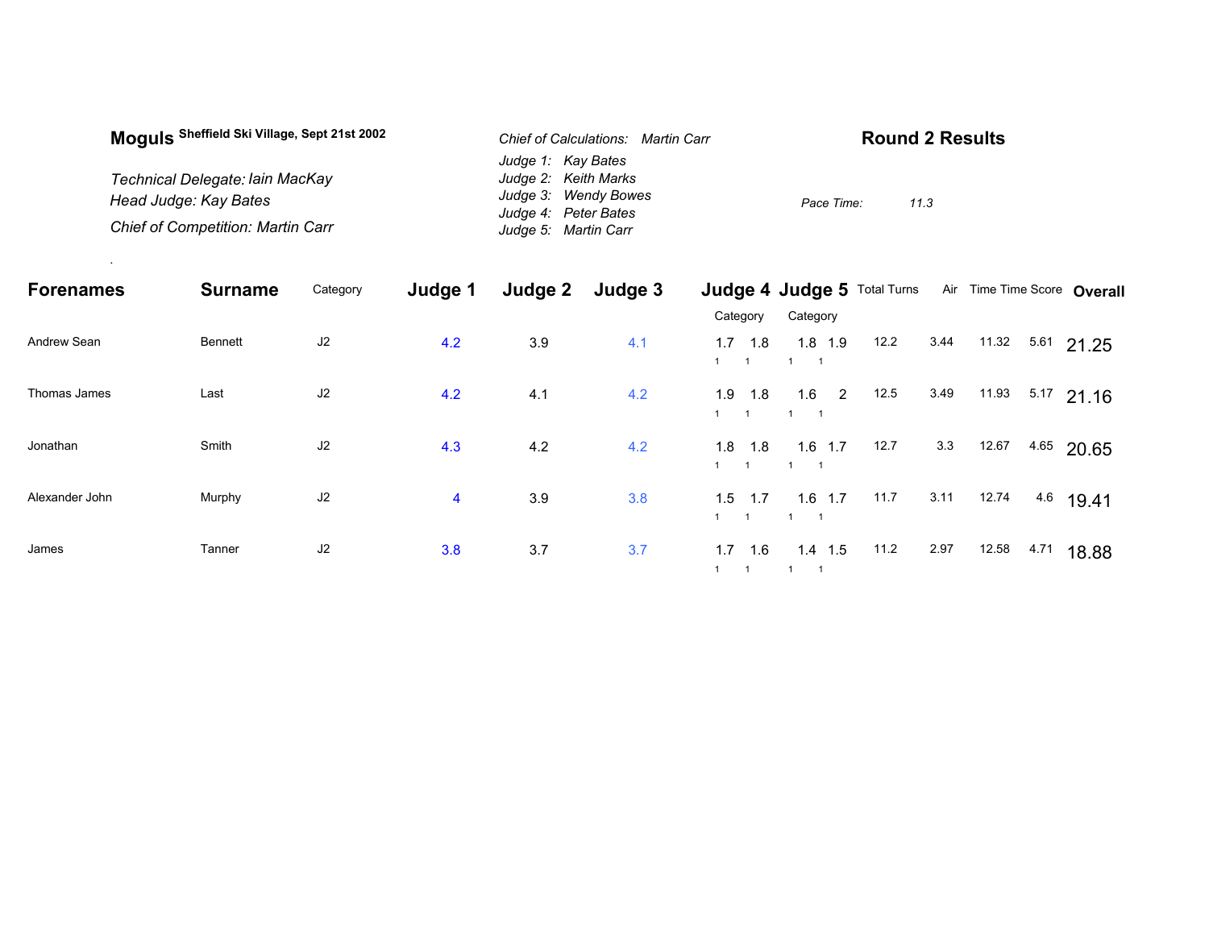**Moguls** Sheffield Ski Village, Sept 21st 2002

*Technical Delegate: Iain MacKay*
*Head Judge: Kay Bates*
*Chief of Competition: Martin Carr*

*Chief of Calculations: Martin Carr*
*Judge 1: Kay Bates*
*Judge 2: Keith Marks*
*Judge 3: Wendy Bowes*
*Judge 4: Peter Bates*
*Judge 5: Martin Carr*

## Round 2 Results

*Pace Time: 11.3*

.

| Forenames | Surname | Category | Judge 1 | Judge 2 | Judge 3 | Judge 4 | | Judge 5 | | Total Turns | Air | Time | Time Score | Overall |
|---|---|---|---|---|---|---|---|---|---|---|---|---|---|---|
| | | | | | | Category | | Category | | | | | | |
| Andrew Sean | Bennett | J2 | 4.2 | 3.9 | 4.1 | 1.7 (1) | 1.8 (1) | 1.8 (1) | 1.9 (1) | 12.2 | 3.44 | 11.32 | 5.61 | 21.25 |
| Thomas James | Last | J2 | 4.2 | 4.1 | 4.2 | 1.9 (1) | 1.8 (1) | 1.6 (1) | 2 (1) | 12.5 | 3.49 | 11.93 | 5.17 | 21.16 |
| Jonathan | Smith | J2 | 4.3 | 4.2 | 4.2 | 1.8 (1) | 1.8 (1) | 1.6 (1) | 1.7 (1) | 12.7 | 3.3 | 12.67 | 4.65 | 20.65 |
| Alexander John | Murphy | J2 | 4 | 3.9 | 3.8 | 1.5 (1) | 1.7 (1) | 1.6 (1) | 1.7 (1) | 11.7 | 3.11 | 12.74 | 4.6 | 19.41 |
| James | Tanner | J2 | 3.8 | 3.7 | 3.7 | 1.7 (1) | 1.6 (1) | 1.4 (1) | 1.5 (1) | 11.2 | 2.97 | 12.58 | 4.71 | 18.88 |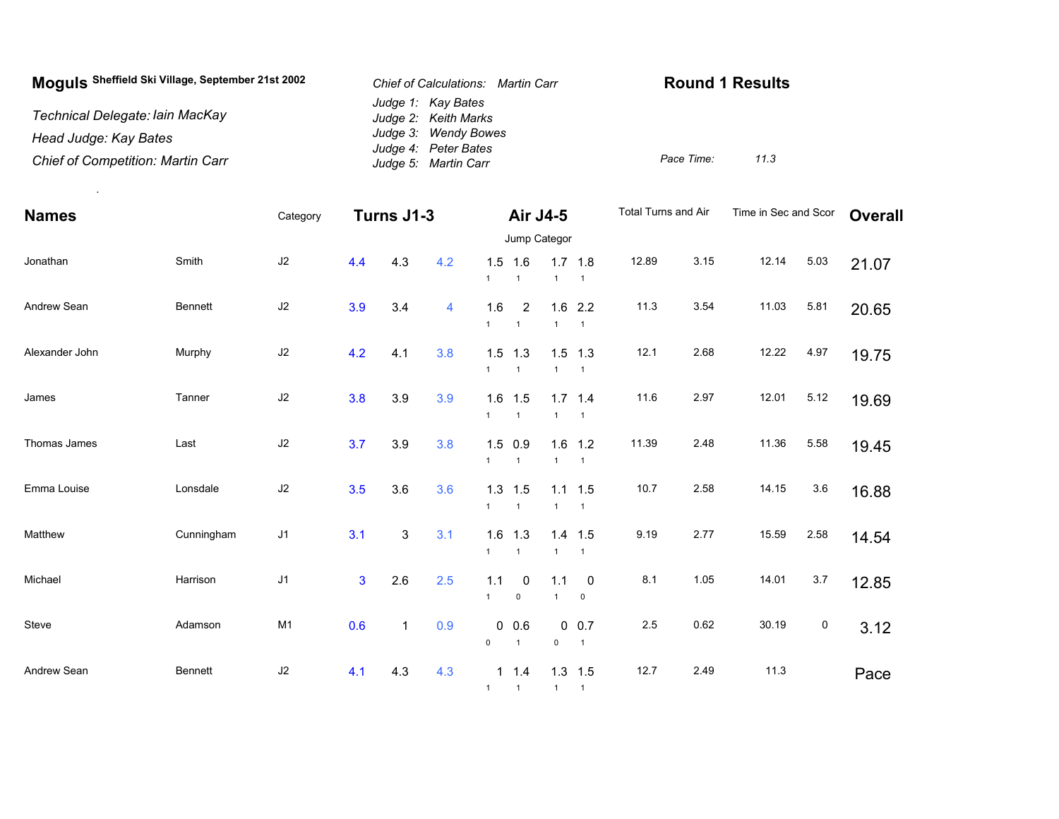**Moguls** Sheffield Ski Village, September 21st 2002

*Technical Delegate: Iain MacKay*

*Head Judge: Kay Bates*

*Chief of Competition: Martin Carr*

*Chief of Calculations: Martin Carr*

*Judge 1: Kay Bates*
*Judge 2: Keith Marks*
*Judge 3: Wendy Bowes*
*Judge 4: Peter Bates*
*Judge 5: Martin Carr*

## Round 1 Results

*Pace Time: 11.3*

| Names | | Category | Turns J1-3 | | | Air J4-5 Jump Categor | | | | Total Turns and Air | | Time in Sec and Scor | | Overall |
|---|---|---|---|---|---|---|---|---|---|---|---|---|---|---|
| Jonathan | Smith | J2 | 4.4 | 4.3 | 4.2 | 1.5 (1) | 1.6 (1) | 1.7 (1) | 1.8 (1) | 12.89 | 3.15 | 12.14 | 5.03 | 21.07 |
| Andrew Sean | Bennett | J2 | 3.9 | 3.4 | 4 | 1.6 (1) | 2 (1) | 1.6 (1) | 2.2 (1) | 11.3 | 3.54 | 11.03 | 5.81 | 20.65 |
| Alexander John | Murphy | J2 | 4.2 | 4.1 | 3.8 | 1.5 (1) | 1.3 (1) | 1.5 (1) | 1.3 (1) | 12.1 | 2.68 | 12.22 | 4.97 | 19.75 |
| James | Tanner | J2 | 3.8 | 3.9 | 3.9 | 1.6 (1) | 1.5 (1) | 1.7 (1) | 1.4 (1) | 11.6 | 2.97 | 12.01 | 5.12 | 19.69 |
| Thomas James | Last | J2 | 3.7 | 3.9 | 3.8 | 1.5 (1) | 0.9 (1) | 1.6 (1) | 1.2 (1) | 11.39 | 2.48 | 11.36 | 5.58 | 19.45 |
| Emma Louise | Lonsdale | J2 | 3.5 | 3.6 | 3.6 | 1.3 (1) | 1.5 (1) | 1.1 (1) | 1.5 (1) | 10.7 | 2.58 | 14.15 | 3.6 | 16.88 |
| Matthew | Cunningham | J1 | 3.1 | 3 | 3.1 | 1.6 (1) | 1.3 (1) | 1.4 (1) | 1.5 (1) | 9.19 | 2.77 | 15.59 | 2.58 | 14.54 |
| Michael | Harrison | J1 | 3 | 2.6 | 2.5 | 1.1 (1) | 0 (0) | 1.1 (1) | 0 (0) | 8.1 | 1.05 | 14.01 | 3.7 | 12.85 |
| Steve | Adamson | M1 | 0.6 | 1 | 0.9 | 0 (0) | 0.6 (1) | 0 (0) | 0.7 (1) | 2.5 | 0.62 | 30.19 | 0 | 3.12 |
| Andrew Sean | Bennett | J2 | 4.1 | 4.3 | 4.3 | 1 (1) | 1.4 (1) | 1.3 (1) | 1.5 (1) | 12.7 | 2.49 | 11.3 | | Pace |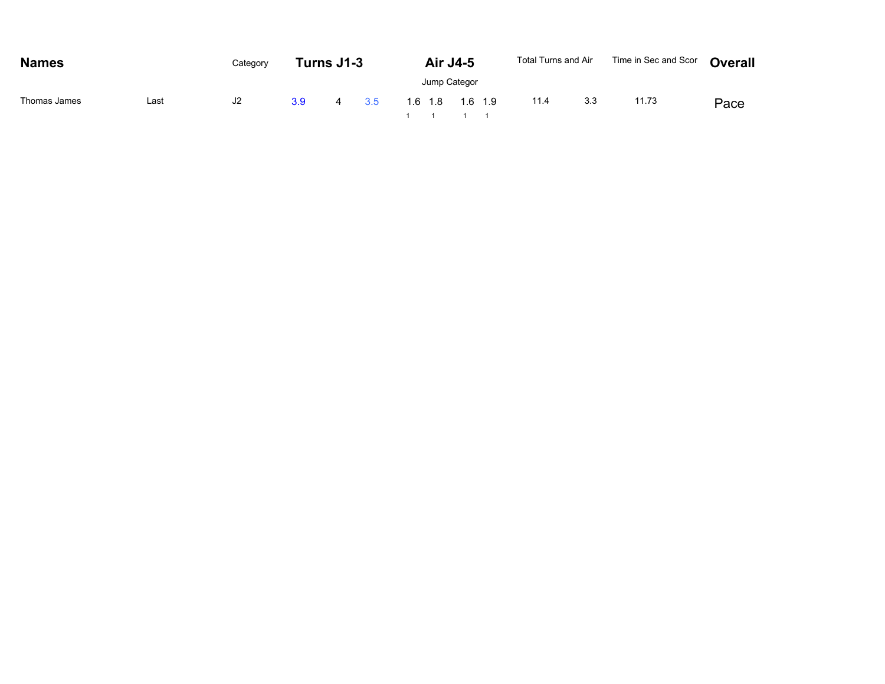| Names | | Category | Turns J1-3 | | | Air J4-5 | | | | Total Turns and Air | | Time in Sec and Scor | Overall |
|---|---|---|---|---|---|---|---|---|---|---|---|---|---|
| | | | | | | Jump Categor | | | | | | | |
| Thomas James | Last | J2 | 3.9 | 4 | 3.5 | 1.6 | 1.8 | 1.6 | 1.9 | 11.4 | 3.3 | 11.73 | Pace |
| | | | | | | 1 | 1 | 1 | 1 | | | | |